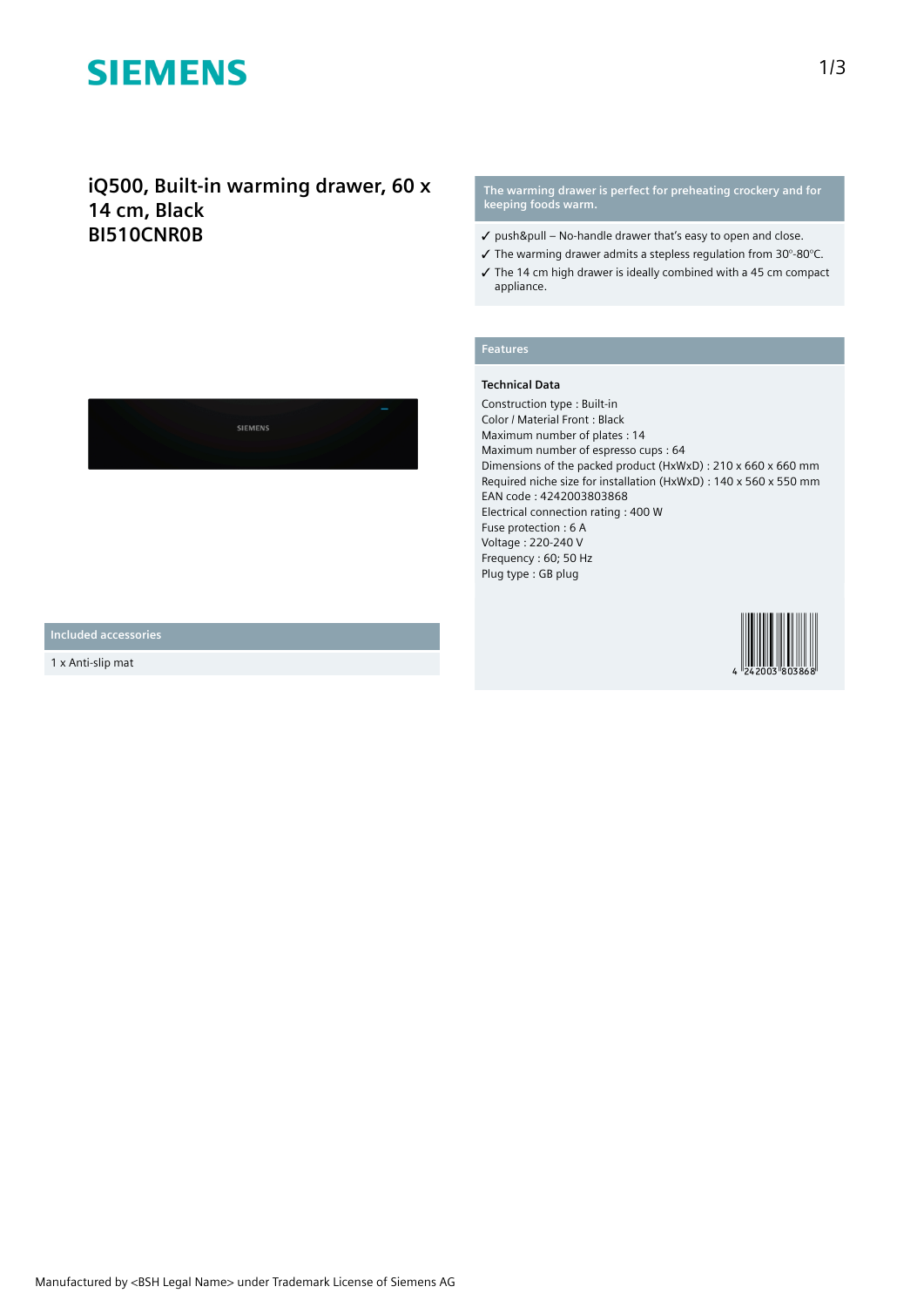# SIEMENS

## iQ500, Built-in warming drawer, 60 x 14 cm, Black
## BI510CNR0B

### Included accessories

1 x Anti-slip mat

### The warming drawer is perfect for preheating crockery and for keeping foods warm.

- ✓ push&pull – No-handle drawer that's easy to open and close.
- ✓ The warming drawer admits a stepless regulation from 30°-80°C.
- ✓ The 14 cm high drawer is ideally combined with a 45 cm compact appliance.

### Features

**Technical Data**

Construction type : Built-in
Color / Material Front : Black
Maximum number of plates : 14
Maximum number of espresso cups : 64
Dimensions of the packed product (HxWxD) : 210 x 660 x 660 mm
Required niche size for installation (HxWxD) : 140 x 560 x 550 mm
EAN code : 4242003803868
Electrical connection rating : 400 W
Fuse protection : 6 A
Voltage : 220-240 V
Frequency : 60; 50 Hz
Plug type : GB plug

4 242003 803868

Manufactured by <BSH Legal Name> under Trademark License of Siemens AG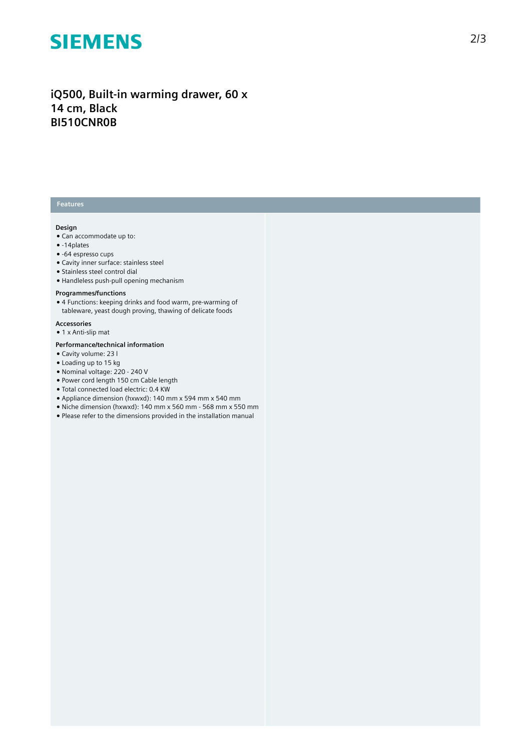# iQ500, Built-in warming drawer, 60 x 14 cm, Black
# BI510CNR0B

## Features

### Design

- Can accommodate up to:
- -14plates
- -64 espresso cups
- Cavity inner surface: stainless steel
- Stainless steel control dial
- Handleless push-pull opening mechanism

### Programmes/functions

- 4 Functions: keeping drinks and food warm, pre-warming of tableware, yeast dough proving, thawing of delicate foods

### Accessories

- 1 x Anti-slip mat

### Performance/technical information

- Cavity volume: 23 l
- Loading up to 15 kg
- Nominal voltage: 220 - 240 V
- Power cord length 150 cm Cable length
- Total connected load electric: 0.4 KW
- Appliance dimension (hxwxd): 140 mm x 594 mm x 540 mm
- Niche dimension (hxwxd): 140 mm x 560 mm - 568 mm x 550 mm
- Please refer to the dimensions provided in the installation manual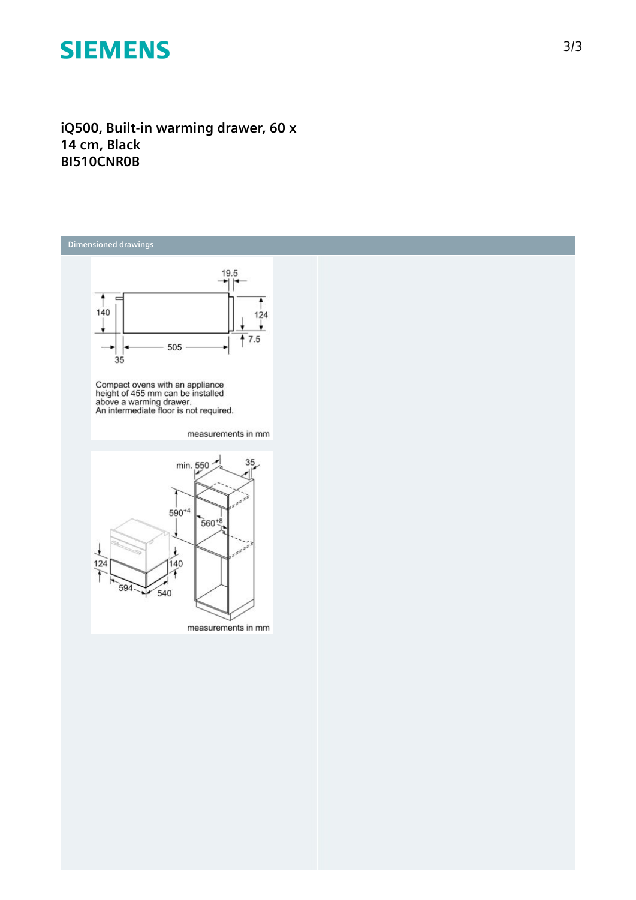**iQ500, Built-in warming drawer, 60 x 14 cm, Black**
**BI510CNR0B**

## Dimensioned drawings

19.5
140
124
7.5
505
35

Compact ovens with an appliance height of 455 mm can be installed above a warming drawer.
An intermediate floor is not required.

measurements in mm

min. 550
35
$590^{+4}$
$560^{+8}$
124
140
594
540

measurements in mm